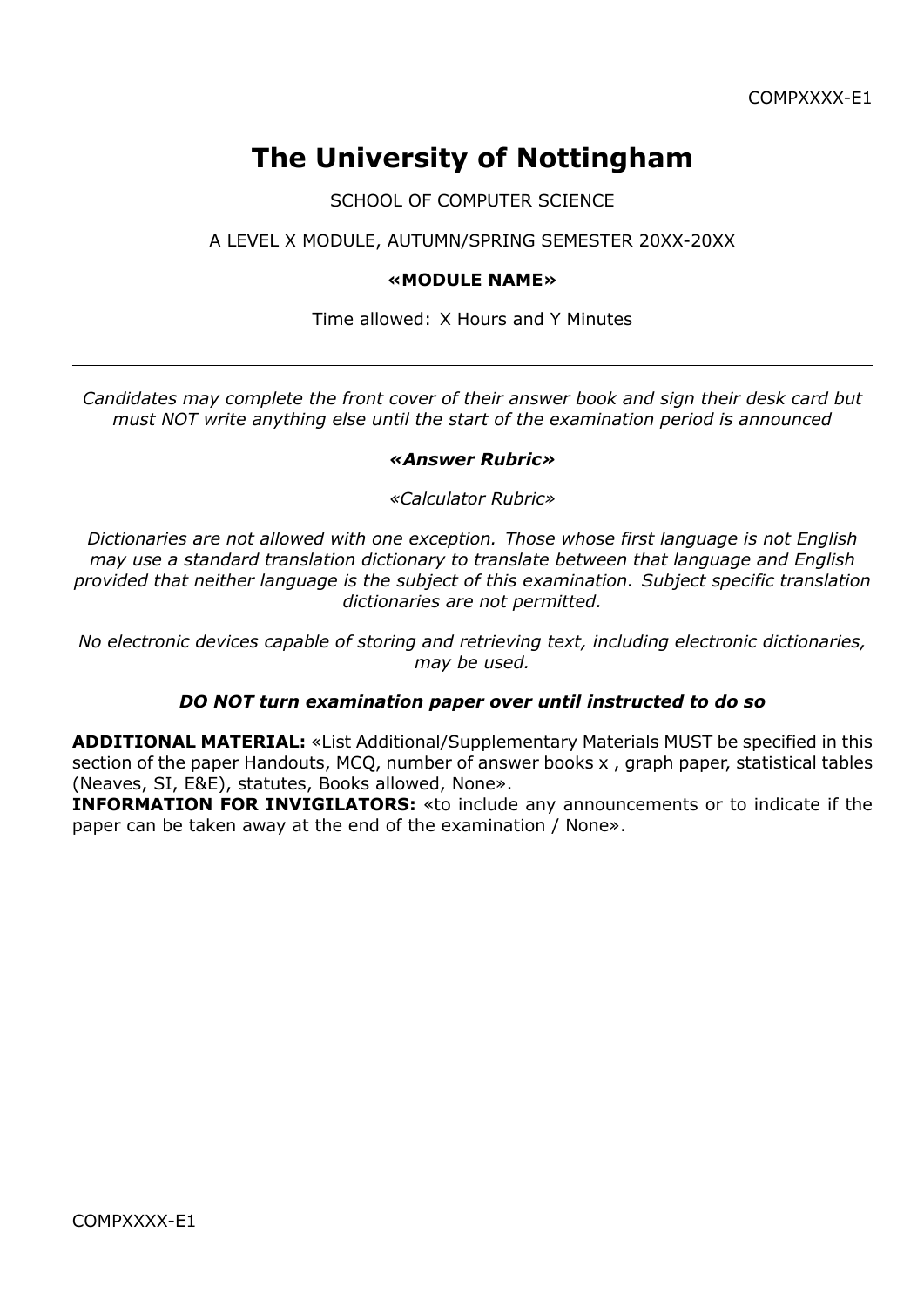# The University of Nottingham

SCHOOL OF COMPUTER SCIENCE

A LEVEL X MODULE, AUTUMN/SPRING SEMESTER 20XX-20XX

**«MODULE NAME»**

Time allowed: X Hours and Y Minutes

---

*Candidates may complete the front cover of their answer book and sign their desk card but must NOT write anything else until the start of the examination period is announced*

***«Answer Rubric»***

*«Calculator Rubric»*

*Dictionaries are not allowed with one exception. Those whose first language is not English may use a standard translation dictionary to translate between that language and English provided that neither language is the subject of this examination. Subject specific translation dictionaries are not permitted.*

*No electronic devices capable of storing and retrieving text, including electronic dictionaries, may be used.*

***DO NOT turn examination paper over until instructed to do so***

**ADDITIONAL MATERIAL:** «List Additional/Supplementary Materials MUST be specified in this section of the paper Handouts, MCQ, number of answer books x , graph paper, statistical tables (Neaves, SI, E&E), statutes, Books allowed, None».

**INFORMATION FOR INVIGILATORS:** «to include any announcements or to indicate if the paper can be taken away at the end of the examination / None».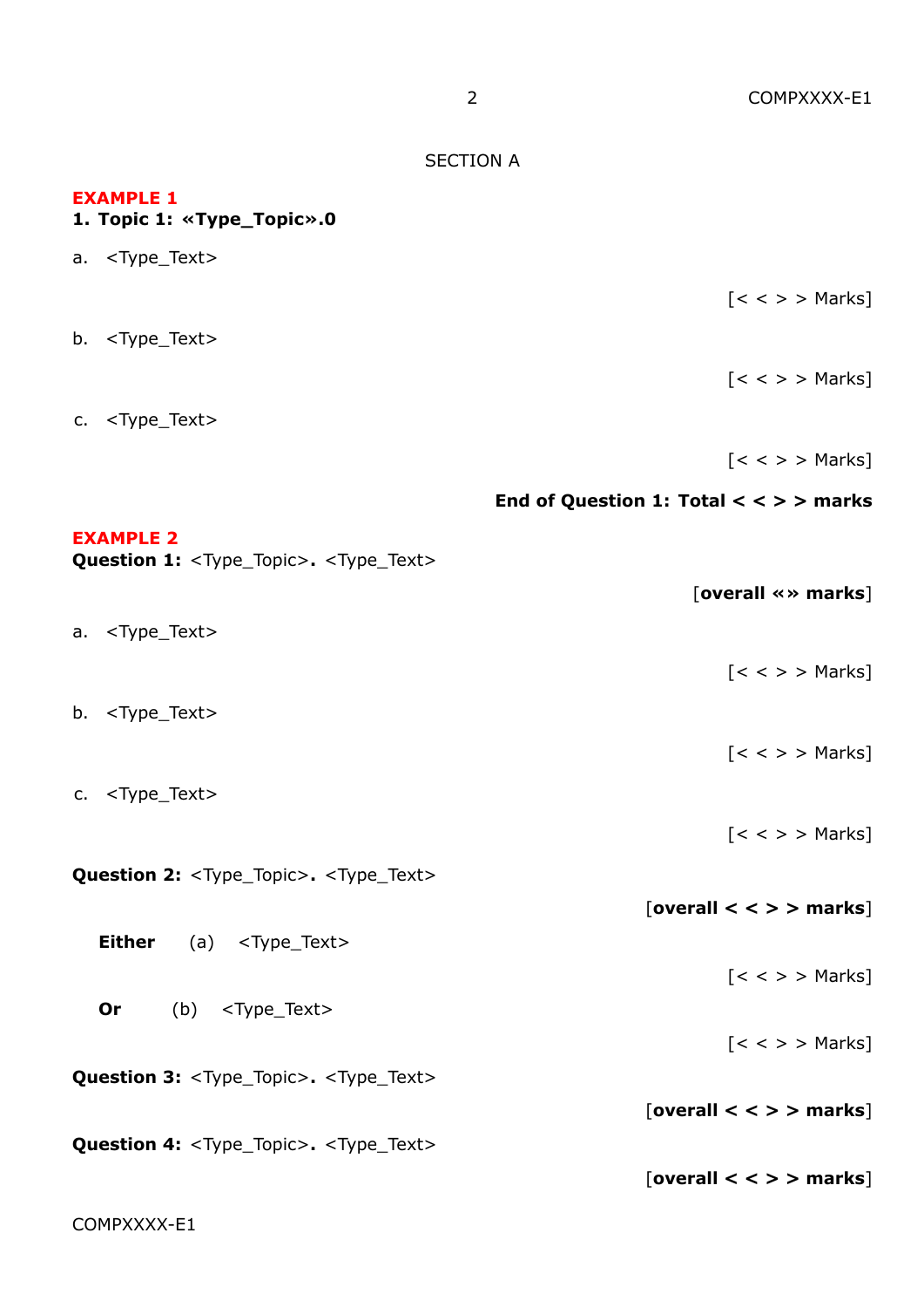## SECTION A

**EXAMPLE 1**

**1. Topic 1: «Type_Topic».0**

a. <Type_Text>

[< < > > Marks]

b. <Type_Text>

[< < > > Marks]

c. <Type_Text>

[< < > > Marks]

**End of Question 1: Total < < > > marks**

**EXAMPLE 2**

**Question 1:** <Type_Topic>**.** <Type_Text>

[**overall «» marks**]

a. <Type_Text>

[< < > > Marks]

b. <Type_Text>

[< < > > Marks]

c. <Type_Text>

[< < > > Marks]

**Question 2:** <Type_Topic>**.** <Type_Text>

[**overall < < > > marks**]

**Either** (a) <Type_Text>

[< < > > Marks]

**Or** (b) <Type_Text>

[< < > > Marks]

**Question 3:** <Type_Topic>**.** <Type_Text>

[**overall < < > > marks**]

**Question 4:** <Type_Topic>**.** <Type_Text>

[**overall < < > > marks**]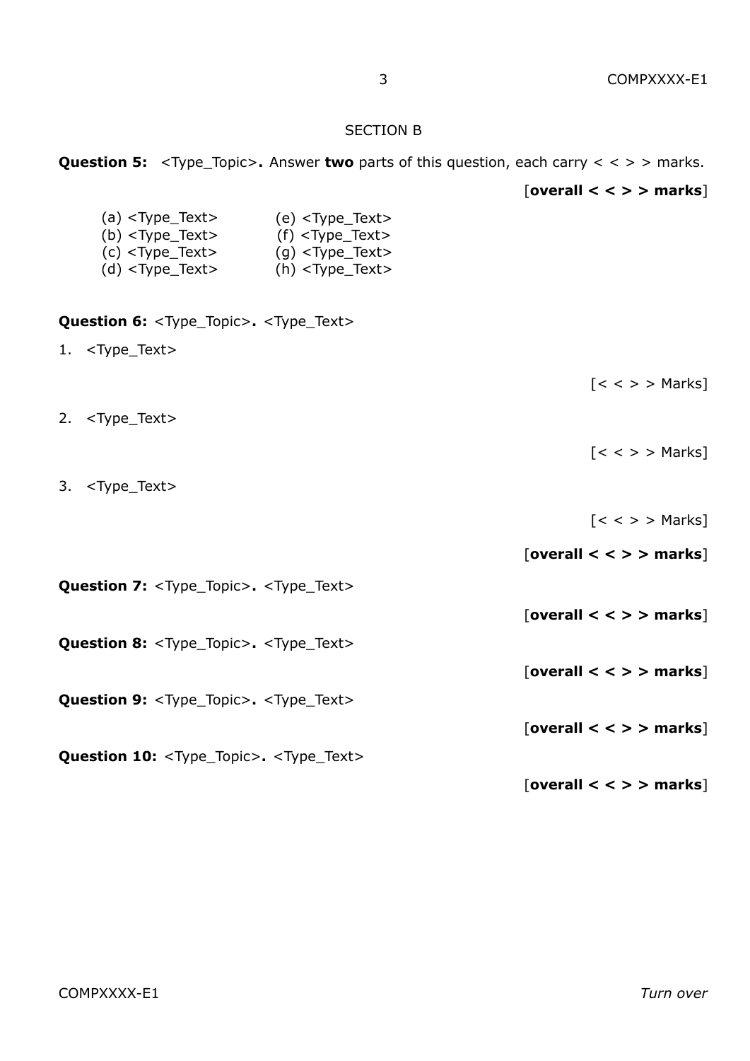## SECTION B

**Question 5:** <Type_Topic>**.** Answer **two** parts of this question, each carry < < > > marks.

[**overall < < > > marks**]

(a) <Type_Text>
(b) <Type_Text>
(c) <Type_Text>
(d) <Type_Text>
(e) <Type_Text>
(f) <Type_Text>
(g) <Type_Text>
(h) <Type_Text>

**Question 6:** <Type_Topic>**.** <Type_Text>

1. <Type_Text>

   [< < > > Marks]

2. <Type_Text>

   [< < > > Marks]

3. <Type_Text>

   [< < > > Marks]

[**overall < < > > marks**]

**Question 7:** <Type_Topic>**.** <Type_Text>

[**overall < < > > marks**]

**Question 8:** <Type_Topic>**.** <Type_Text>

[**overall < < > > marks**]

**Question 9:** <Type_Topic>**.** <Type_Text>

[**overall < < > > marks**]

**Question 10:** <Type_Topic>**.** <Type_Text>

[**overall < < > > marks**]

*Turn over*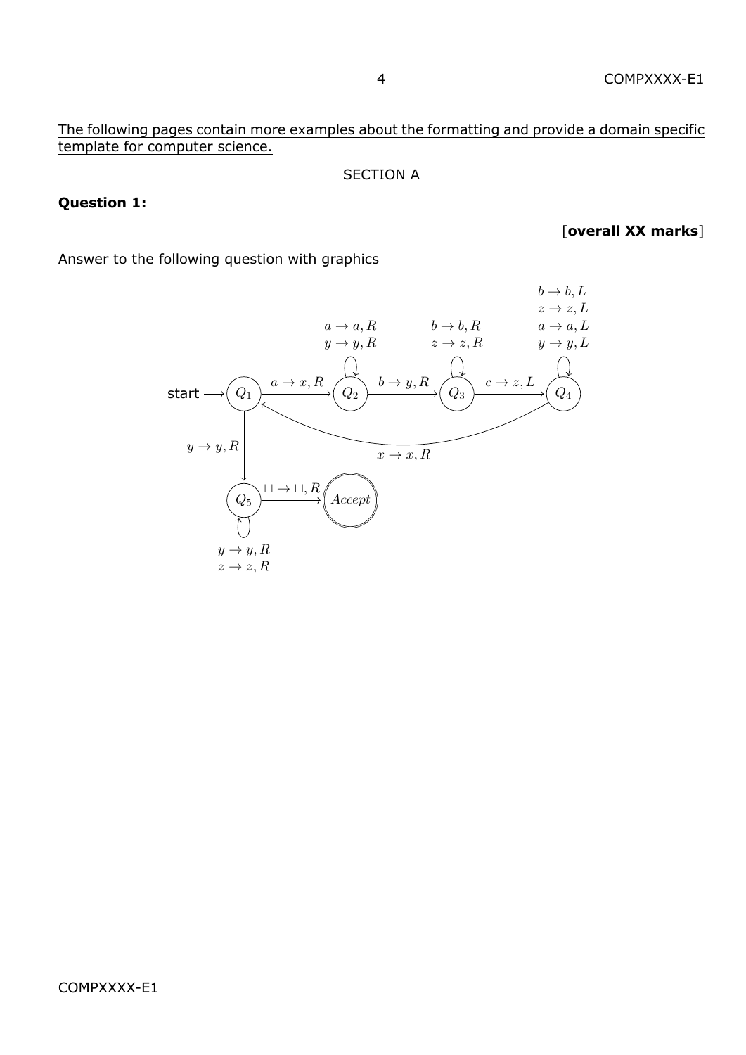The following pages contain more examples about the formatting and provide a domain specific template for computer science.

SECTION A

**Question 1:**

[**overall XX marks**]

Answer to the following question with graphics

start $\longrightarrow$ $Q_1$

$Q_1 \xrightarrow{a \to x, R} Q_2$

$Q_2$: $a \to a, R$; $y \to y, R$

$Q_2 \xrightarrow{b \to y, R} Q_3$

$Q_3$: $b \to b, R$; $z \to z, R$

$Q_3 \xrightarrow{c \to z, L} Q_4$

$Q_4$: $b \to b, L$; $z \to z, L$; $a \to a, L$; $y \to y, L$

$Q_4 \xrightarrow{x \to x, R} Q_1$

$Q_1 \xrightarrow{y \to y, R} Q_5$

$Q_5$: $y \to y, R$; $z \to z, R$

$Q_5 \xrightarrow{\sqcup \to \sqcup, R} Accept$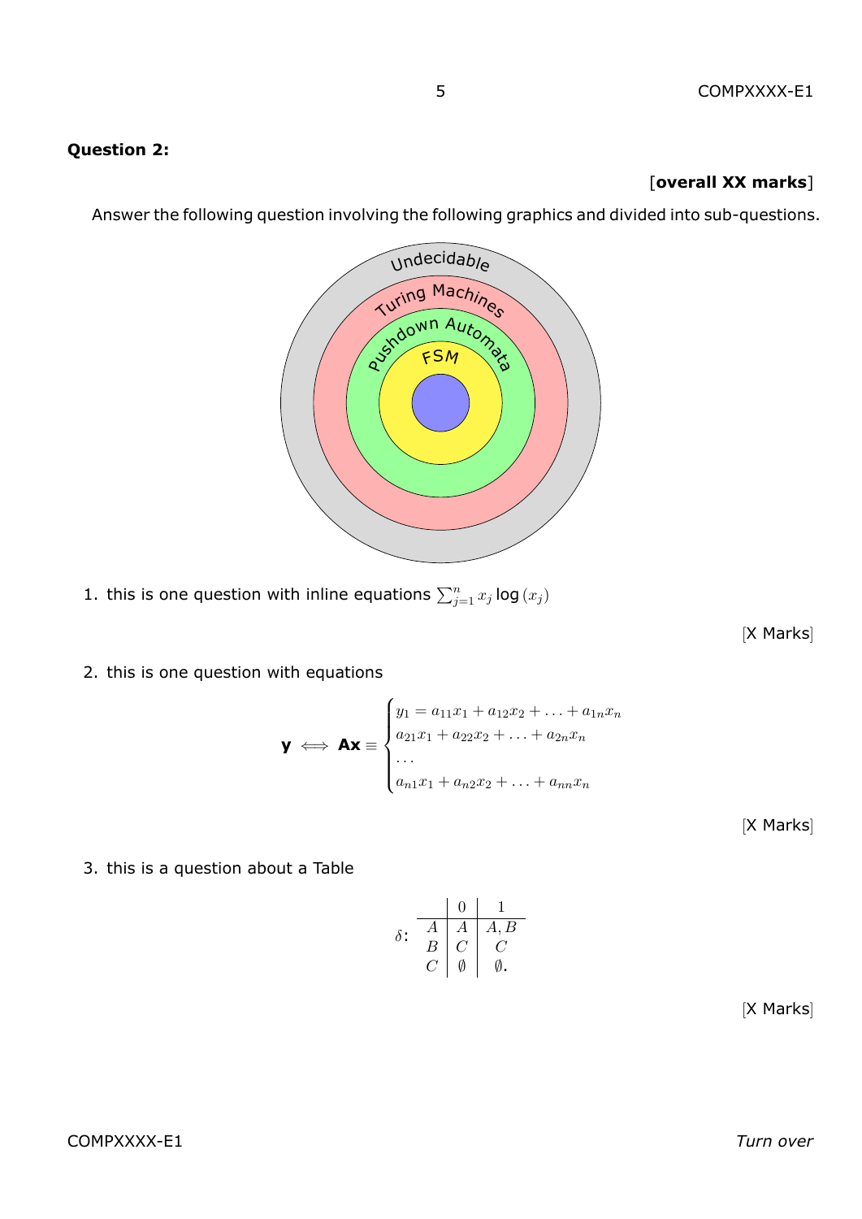**Question 2:**

[**overall XX marks**]

Answer the following question involving the following graphics and divided into sub-questions.

1. this is one question with inline equations $\sum_{j=1}^{n} x_j \log(x_j)$

   [X Marks]

2. this is one question with equations

$$\mathbf{y} \iff \mathbf{Ax} \equiv \begin{cases} y_1 = a_{11}x_1 + a_{12}x_2 + \ldots + a_{1n}x_n \\ a_{21}x_1 + a_{22}x_2 + \ldots + a_{2n}x_n \\ \ldots \\ a_{n1}x_1 + a_{n2}x_2 + \ldots + a_{nn}x_n \end{cases}$$

   [X Marks]

3. this is a question about a Table

$\delta$:

| | 0 | 1 |
|---|---|---|
| $A$ | $A$ | $A, B$ |
| $B$ | $C$ | $C$ |
| $C$ | $\emptyset$ | $\emptyset$. |

   [X Marks]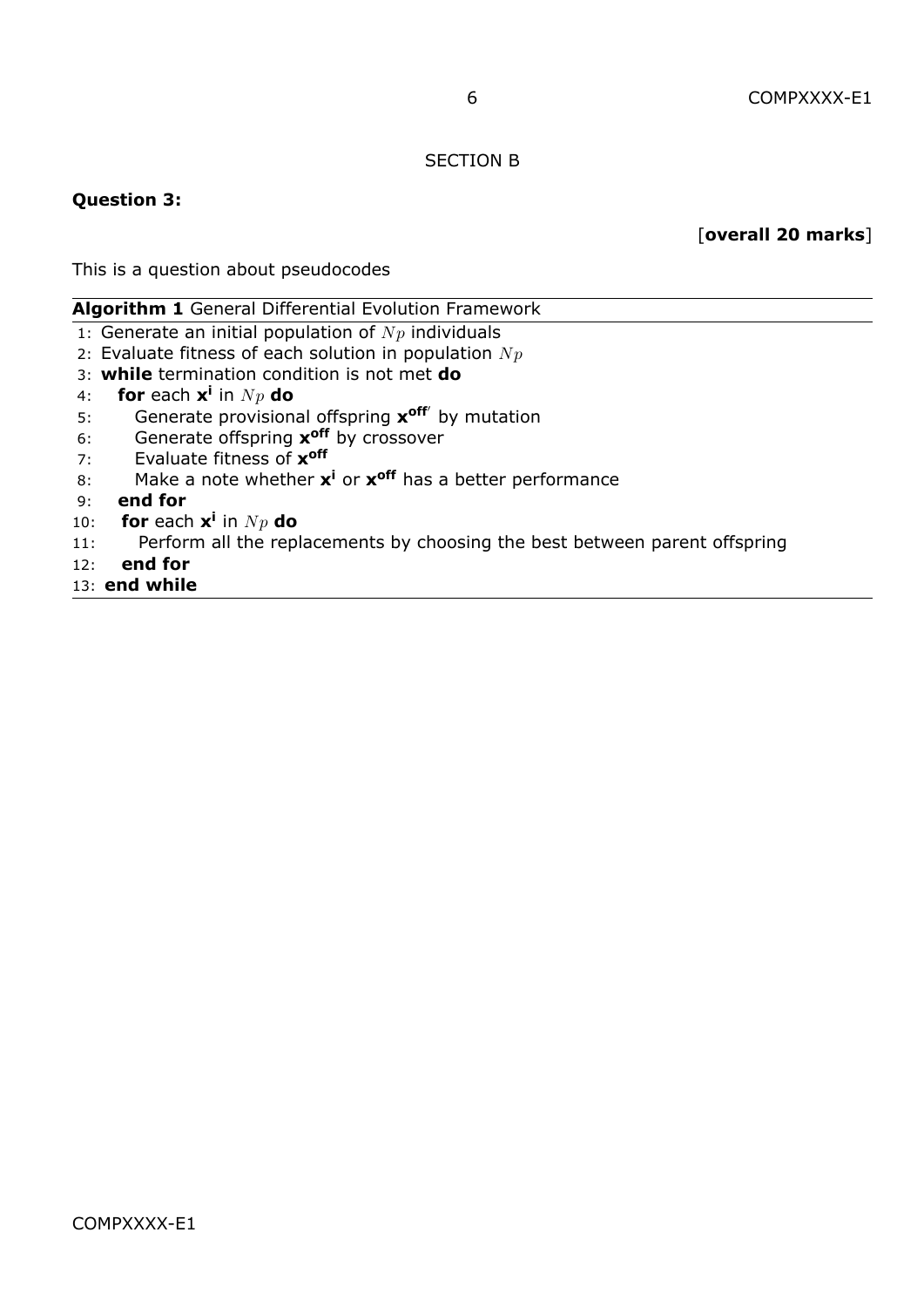SECTION B

**Question 3:**

[**overall 20 marks**]

This is a question about pseudocodes

**Algorithm 1** General Differential Evolution Framework

```
1:  Generate an initial population of Np individuals
2:  Evaluate fitness of each solution in population Np
3:  while termination condition is not met do
4:    for each x^i in Np do
5:      Generate provisional offspring x^off' by mutation
6:      Generate offspring x^off by crossover
7:      Evaluate fitness of x^off
8:      Make a note whether x^i or x^off has a better performance
9:    end for
10:   for each x^i in Np do
11:     Perform all the replacements by choosing the best between parent offspring
12:   end for
13: end while
```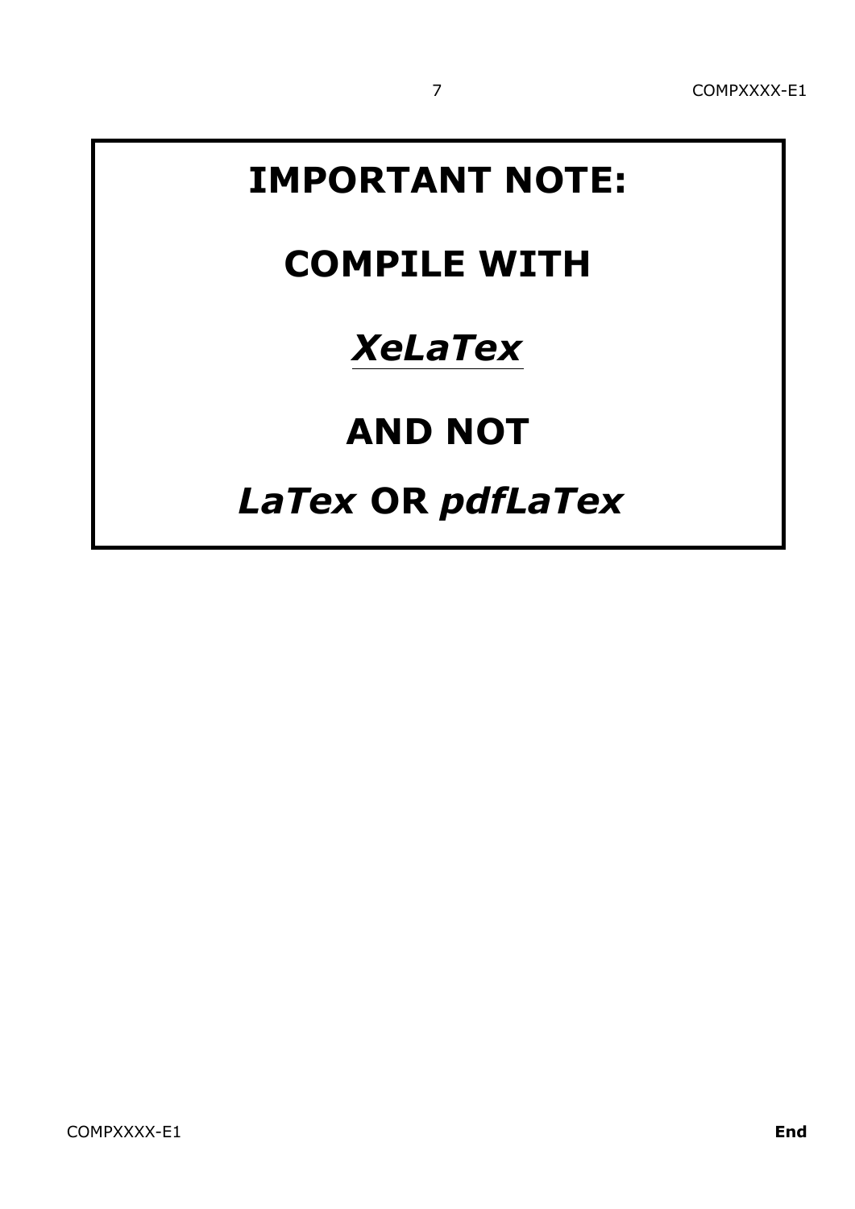**IMPORTANT NOTE:**

**COMPILE WITH**

***XeLaTex***

**AND NOT**

***LaTex* OR *pdfLaTex***

**End**